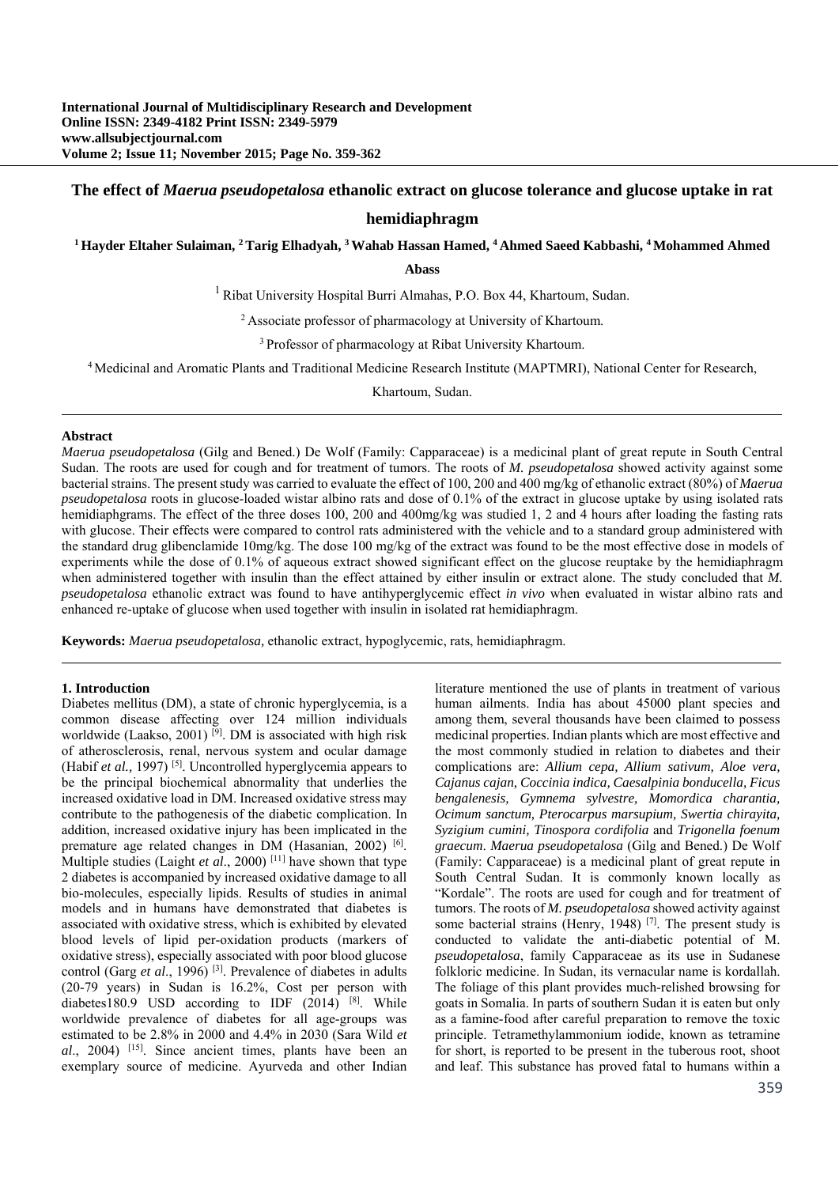**International Journal of Multidisciplinary Research and Development**
**Online ISSN: 2349-4182 Print ISSN: 2349-5979**
**www.allsubjectjournal.com**
**Volume 2; Issue 11; November 2015; Page No. 359-362**

# The effect of *Maerua pseudopetalosa* ethanolic extract on glucose tolerance and glucose uptake in rat hemidiaphragm

**[1] Hayder Eltaher Sulaiman, [2] Tarig Elhadyah, [3] Wahab Hassan Hamed, [4] Ahmed Saeed Kabbashi, [4] Mohammed Ahmed Abass**

[1] Ribat University Hospital Burri Almahas, P.O. Box 44, Khartoum, Sudan.

[2] Associate professor of pharmacology at University of Khartoum.

[3] Professor of pharmacology at Ribat University Khartoum.

[4] Medicinal and Aromatic Plants and Traditional Medicine Research Institute (MAPTMRI), National Center for Research, Khartoum, Sudan.

---

**Abstract**

*Maerua pseudopetalosa* (Gilg and Bened.) De Wolf (Family: Capparaceae) is a medicinal plant of great repute in South Central Sudan. The roots are used for cough and for treatment of tumors. The roots of *M. pseudopetalosa* showed activity against some bacterial strains. The present study was carried to evaluate the effect of 100, 200 and 400 mg/kg of ethanolic extract (80%) of *Maerua pseudopetalosa* roots in glucose-loaded wistar albino rats and dose of 0.1% of the extract in glucose uptake by using isolated rats hemidiaphgrams. The effect of the three doses 100, 200 and 400mg/kg was studied 1, 2 and 4 hours after loading the fasting rats with glucose. Their effects were compared to control rats administered with the vehicle and to a standard group administered with the standard drug glibenclamide 10mg/kg. The dose 100 mg/kg of the extract was found to be the most effective dose in models of experiments while the dose of 0.1% of aqueous extract showed significant effect on the glucose reuptake by the hemidiaphragm when administered together with insulin than the effect attained by either insulin or extract alone. The study concluded that *M. pseudopetalosa* ethanolic extract was found to have antihyperglycemic effect *in vivo* when evaluated in wistar albino rats and enhanced re-uptake of glucose when used together with insulin in isolated rat hemidiaphragm.

**Keywords:** *Maerua pseudopetalosa,* ethanolic extract, hypoglycemic, rats, hemidiaphragm.

---

## 1. Introduction

Diabetes mellitus (DM), a state of chronic hyperglycemia, is a common disease affecting over 124 million individuals worldwide (Laakso, 2001) [9]. DM is associated with high risk of atherosclerosis, renal, nervous system and ocular damage (Habif *et al.,* 1997) [5]. Uncontrolled hyperglycemia appears to be the principal biochemical abnormality that underlies the increased oxidative load in DM. Increased oxidative stress may contribute to the pathogenesis of the diabetic complication. In addition, increased oxidative injury has been implicated in the premature age related changes in DM (Hasanian, 2002) [6]. Multiple studies (Laight *et al*., 2000) [11] have shown that type 2 diabetes is accompanied by increased oxidative damage to all bio-molecules, especially lipids. Results of studies in animal models and in humans have demonstrated that diabetes is associated with oxidative stress, which is exhibited by elevated blood levels of lipid per-oxidation products (markers of oxidative stress), especially associated with poor blood glucose control (Garg *et al*., 1996) [3]. Prevalence of diabetes in adults (20-79 years) in Sudan is 16.2%, Cost per person with diabetes180.9 USD according to IDF (2014) [8]. While worldwide prevalence of diabetes for all age-groups was estimated to be 2.8% in 2000 and 4.4% in 2030 (Sara Wild *et al*., 2004) [15]. Since ancient times, plants have been an exemplary source of medicine. Ayurveda and other Indian literature mentioned the use of plants in treatment of various human ailments. India has about 45000 plant species and among them, several thousands have been claimed to possess medicinal properties. Indian plants which are most effective and the most commonly studied in relation to diabetes and their complications are: ***Allium cepa, Allium sativum, Aloe vera, Cajanus cajan, Coccinia indica, Caesalpinia bonducella, Ficus bengalenesis, Gymnema sylvestre, Momordica charantia, Ocimum sanctum, Pterocarpus marsupium, Swertia chirayita, Syzigium cumini, Tinospora cordifolia*** and ***Trigonella foenum graecum***. *Maerua pseudopetalosa* (Gilg and Bened.) De Wolf (Family: Capparaceae) is a medicinal plant of great repute in South Central Sudan. It is commonly known locally as "Kordale". The roots are used for cough and for treatment of tumors. The roots of *M. pseudopetalosa* showed activity against some bacterial strains (Henry, 1948) [7]. The present study is conducted to validate the anti-diabetic potential of M. *pseudopetalosa*, family Capparaceae as its use in Sudanese folkloric medicine. In Sudan, its vernacular name is kordallah. The foliage of this plant provides much-relished browsing for goats in Somalia. In parts of southern Sudan it is eaten but only as a famine-food after careful preparation to remove the toxic principle. Tetramethylammonium iodide, known as tetramine for short, is reported to be present in the tuberous root, shoot and leaf. This substance has proved fatal to humans within a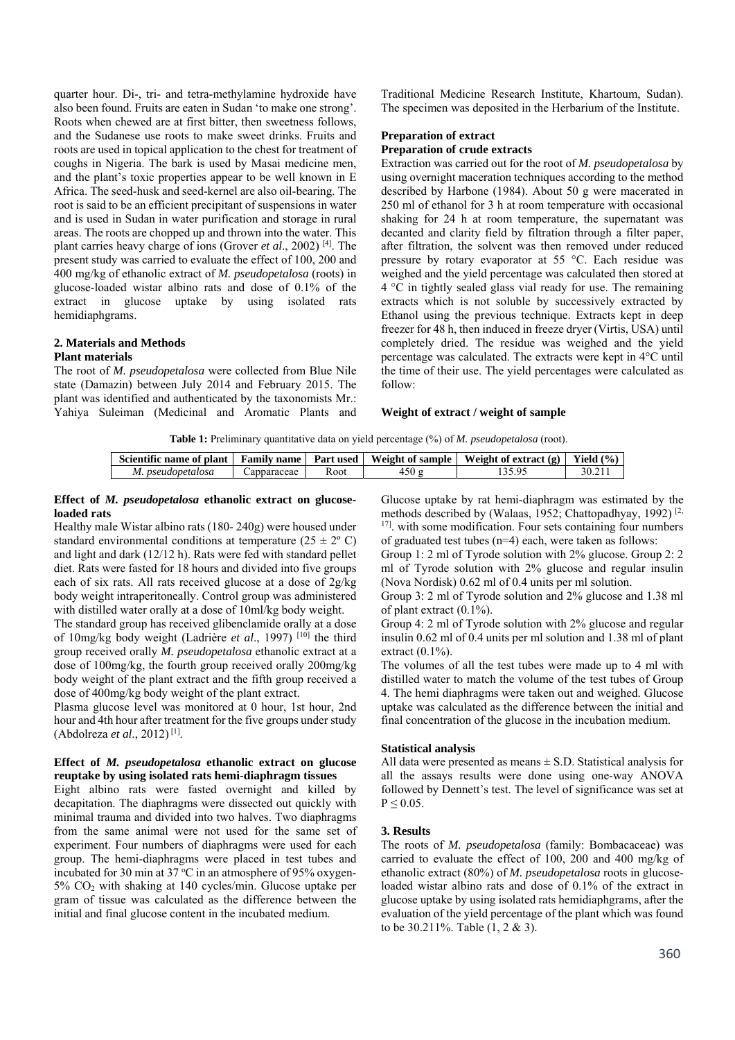quarter hour. Di-, tri- and tetra-methylamine hydroxide have also been found. Fruits are eaten in Sudan 'to make one strong'. Roots when chewed are at first bitter, then sweetness follows, and the Sudanese use roots to make sweet drinks. Fruits and roots are used in topical application to the chest for treatment of coughs in Nigeria. The bark is used by Masai medicine men, and the plant's toxic properties appear to be well known in E Africa. The seed-husk and seed-kernel are also oil-bearing. The root is said to be an efficient precipitant of suspensions in water and is used in Sudan in water purification and storage in rural areas. The roots are chopped up and thrown into the water. This plant carries heavy charge of ions (Grover *et al*., 2002) [4]. The present study was carried to evaluate the effect of 100, 200 and 400 mg/kg of ethanolic extract of *M. pseudopetalosa* (roots) in glucose-loaded wistar albino rats and dose of 0.1% of the extract in glucose uptake by using isolated rats hemidiaphgrams.

## 2. Materials and Methods

### Plant materials

The root of *M. pseudopetalosa* were collected from Blue Nile state (Damazin) between July 2014 and February 2015. The plant was identified and authenticated by the taxonomists Mr.: Yahiya Suleiman (Medicinal and Aromatic Plants and Traditional Medicine Research Institute, Khartoum, Sudan). The specimen was deposited in the Herbarium of the Institute.

### Preparation of extract

### Preparation of crude extracts

Extraction was carried out for the root of *M. pseudopetalosa* by using overnight maceration techniques according to the method described by Harbone (1984). About 50 g were macerated in 250 ml of ethanol for 3 h at room temperature with occasional shaking for 24 h at room temperature, the supernatant was decanted and clarity field by filtration through a filter paper, after filtration, the solvent was then removed under reduced pressure by rotary evaporator at 55 °C. Each residue was weighed and the yield percentage was calculated then stored at 4 °C in tightly sealed glass vial ready for use. The remaining extracts which is not soluble by successively extracted by Ethanol using the previous technique. Extracts kept in deep freezer for 48 h, then induced in freeze dryer (Virtis, USA) until completely dried. The residue was weighed and the yield percentage was calculated. The extracts were kept in 4°C until the time of their use. The yield percentages were calculated as follow:

**Weight of extract / weight of sample**

**Table 1:** Preliminary quantitative data on yield percentage (%) of *M. pseudopetalosa* (root).

| Scientific name of plant | Family name | Part used | Weight of sample | Weight of extract (g) | Yield (%) |
|---|---|---|---|---|---|
| *M. pseudopetalosa* | Capparaceae | Root | 450 g | 135.95 | 30.211 |

### Effect of *M. pseudopetalosa* ethanolic extract on glucose-loaded rats

Healthy male Wistar albino rats (180- 240g) were housed under standard environmental conditions at temperature (25 ± 2º C) and light and dark (12/12 h). Rats were fed with standard pellet diet. Rats were fasted for 18 hours and divided into five groups each of six rats. All rats received glucose at a dose of 2g/kg body weight intraperitoneally. Control group was administered with distilled water orally at a dose of 10ml/kg body weight.

The standard group has received glibenclamide orally at a dose of 10mg/kg body weight (Ladrière *et al*., 1997) [10] the third group received orally *M. pseudopetalosa* ethanolic extract at a dose of 100mg/kg, the fourth group received orally 200mg/kg body weight of the plant extract and the fifth group received a dose of 400mg/kg body weight of the plant extract.

Plasma glucose level was monitored at 0 hour, 1st hour, 2nd hour and 4th hour after treatment for the five groups under study (Abdolreza *et al*., 2012) [1].

### Effect of *M. pseudopetalosa* ethanolic extract on glucose reuptake by using isolated rats hemi-diaphragm tissues

Eight albino rats were fasted overnight and killed by decapitation. The diaphragms were dissected out quickly with minimal trauma and divided into two halves. Two diaphragms from the same animal were not used for the same set of experiment. Four numbers of diaphragms were used for each group. The hemi-diaphragms were placed in test tubes and incubated for 30 min at 37 ºC in an atmosphere of 95% oxygen-5% $CO_2$ with shaking at 140 cycles/min. Glucose uptake per gram of tissue was calculated as the difference between the initial and final glucose content in the incubated medium.

Glucose uptake by rat hemi-diaphragm was estimated by the methods described by (Walaas, 1952; Chattopadhyay, 1992) [2, 17]. with some modification. Four sets containing four numbers of graduated test tubes (n=4) each, were taken as follows:

Group 1: 2 ml of Tyrode solution with 2% glucose. Group 2: 2 ml of Tyrode solution with 2% glucose and regular insulin (Nova Nordisk) 0.62 ml of 0.4 units per ml solution.

Group 3: 2 ml of Tyrode solution and 2% glucose and 1.38 ml of plant extract (0.1%).

Group 4: 2 ml of Tyrode solution with 2% glucose and regular insulin 0.62 ml of 0.4 units per ml solution and 1.38 ml of plant extract (0.1%).

The volumes of all the test tubes were made up to 4 ml with distilled water to match the volume of the test tubes of Group 4. The hemi diaphragms were taken out and weighed. Glucose uptake was calculated as the difference between the initial and final concentration of the glucose in the incubation medium.

### Statistical analysis

All data were presented as means ± S.D. Statistical analysis for all the assays results were done using one-way ANOVA followed by Dennett's test. The level of significance was set at $P \leq 0.05$.

## 3. Results

The roots of *M. pseudopetalosa* (family: Bombacaceae) was carried to evaluate the effect of 100, 200 and 400 mg/kg of ethanolic extract (80%) of *M. pseudopetalosa* roots in glucose-loaded wistar albino rats and dose of 0.1% of the extract in glucose uptake by using isolated rats hemidiaphgrams, after the evaluation of the yield percentage of the plant which was found to be 30.211%. Table (1, 2 & 3).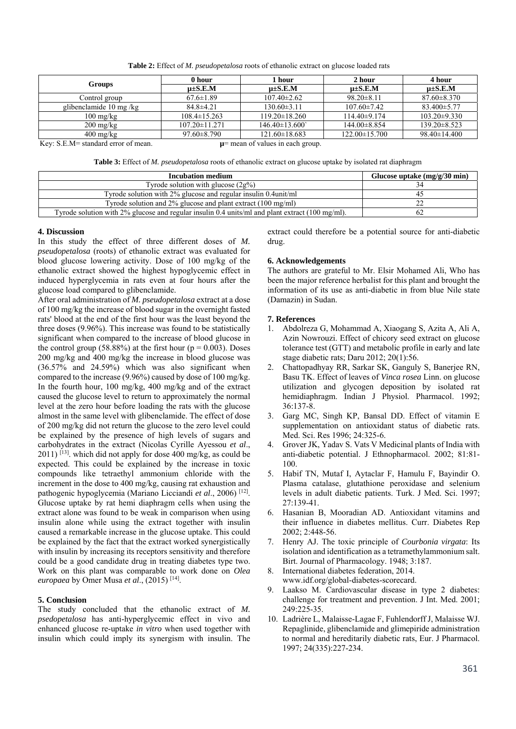**Table 2:** Effect of *M. pseudopetalosa* roots of ethanolic extract on glucose loaded rats

| Groups | 0 hour | 1 hour | 2 hour | 4 hour |
|---|---|---|---|---|
| | μ±S.E.M | μ±S.E.M | μ±S.E.M | μ±S.E.M |
| Control group | 67.6±1.89 | 107.40±2.62 | 98.20±8.11 | 87.60±8.370 |
| glibenclamide 10 mg /kg | 84.8±4.21 | 130.60±3.11 | 107.60±7.42 | 83.400±5.77 |
| 100 mg/kg | 108.4±15.263 | 119.20±18.260 | 114.40±9.174 | 103.20±9.330 |
| 200 mg/kg | 107.20±11.271 | 146.40±13.600` | 144.00±8.854 | 139.20±8.523 |
| 400 mg/kg | 97.60±8.790 | 121.60±18.683 | 122.00±15.700 | 98.40±14.400 |

Key: S.E.M= standard error of mean. μ= mean of values in each group.

**Table 3:** Effect of *M. pseudopetalosa* roots of ethanolic extract on glucose uptake by isolated rat diaphragm

| Incubation medium | Glucose uptake (mg/g/30 min) |
|---|---|
| Tyrode solution with glucose (2g%) | 34 |
| Tyrode solution with 2% glucose and regular insulin 0.4unit/ml | 45 |
| Tyrode solution and 2% glucose and plant extract (100 mg/ml) | 22 |
| Tyrode solution with 2% glucose and regular insulin 0.4 units/ml and plant extract (100 mg/ml). | 62 |

## 4. Discussion

In this study the effect of three different doses of *M. pseudopetalosa* (roots) of ethanolic extract was evaluated for blood glucose lowering activity. Dose of 100 mg/kg of the ethanolic extract showed the highest hypoglycemic effect in induced hyperglycemia in rats even at four hours after the glucose load compared to glibenclamide.

After oral administration of *M. pseudopetalosa* extract at a dose of 100 mg/kg the increase of blood sugar in the overnight fasted rats' blood at the end of the first hour was the least beyond the three doses (9.96%). This increase was found to be statistically significant when compared to the increase of blood glucose in the control group (58.88%) at the first hour ($p = 0.003$). Doses 200 mg/kg and 400 mg/kg the increase in blood glucose was (36.57% and 24.59%) which was also significant when compared to the increase (9.96%) caused by dose of 100 mg/kg. In the fourth hour, 100 mg/kg, 400 mg/kg and of the extract caused the glucose level to return to approximately the normal level at the zero hour before loading the rats with the glucose almost in the same level with glibenclamide. The effect of dose of 200 mg/kg did not return the glucose to the zero level could be explained by the presence of high levels of sugars and carbohydrates in the extract (Nicolas Cyrille Ayessou *et al*., 2011) [13]. which did not apply for dose 400 mg/kg, as could be expected. This could be explained by the increase in toxic compounds like tetraethyl ammonium chloride with the increment in the dose to 400 mg/kg, causing rat exhaustion and pathogenic hypoglycemia (Mariano Licciandi *et al*., 2006) [12].

Glucose uptake by rat hemi diaphragm cells when using the extract alone was found to be weak in comparison when using insulin alone while using the extract together with insulin caused a remarkable increase in the glucose uptake. This could be explained by the fact that the extract worked synergistically with insulin by increasing its receptors sensitivity and therefore could be a good candidate drug in treating diabetes type two. Work on this plant was comparable to work done on *Olea europaea* by Omer Musa *et al*., (2015) [14].

## 5. Conclusion

The study concluded that the ethanolic extract of *M. psedopetalosa* has anti-hyperglycemic effect in vivo and enhanced glucose re-uptake *in vitro* when used together with insulin which could imply its synergism with insulin. The extract could therefore be a potential source for anti-diabetic drug.

## 6. Acknowledgements

The authors are grateful to Mr. Elsir Mohamed Ali, Who has been the major reference herbalist for this plant and brought the information of its use as anti-diabetic in from blue Nile state (Damazin) in Sudan.

## 7. References

1. Abdolreza G, Mohammad A, Xiaogang S, Azita A, Ali A, Azin Nowrouzi. Effect of chicory seed extract on glucose tolerance test (GTT) and metabolic profile in early and late stage diabetic rats; Daru 2012; 20(1):56.
2. Chattopadhyay RR, Sarkar SK, Ganguly S, Banerjee RN, Basu TK. Effect of leaves of *Vinca rosea* Linn. on glucose utilization and glycogen deposition by isolated rat hemidiaphragm. Indian J Physiol. Pharmacol. 1992; 36:137-8.
3. Garg MC, Singh KP, Bansal DD. Effect of vitamin E supplementation on antioxidant status of diabetic rats. Med. Sci. Res 1996; 24:325-6.
4. Grover JK, Yadav S. Vats V Medicinal plants of India with anti-diabetic potential. J Ethnopharmacol. 2002; 81:81-100.
5. Habif TN, Mutaf I, Aytaclar F, Hamulu F, Bayindir O. Plasma catalase, glutathione peroxidase and selenium levels in adult diabetic patients. Turk. J Med. Sci. 1997; 27:139-41.
6. Hasanian B, Mooradian AD. Antioxidant vitamins and their influence in diabetes mellitus. Curr. Diabetes Rep 2002; 2:448-56.
7. Henry AJ. The toxic principle of *Courbonia virgata*: Its isolation and identification as a tetramethylammonium salt. Birt. Journal of Pharmacology. 1948; 3:187.
8. International diabetes federation, 2014. www.idf.org/global-diabetes-scorecard.
9. Laakso M. Cardiovascular disease in type 2 diabetes: challenge for treatment and prevention. J Int. Med. 2001; 249:225-35.
10. Ladrière L, Malaisse-Lagae F, Fuhlendorff J, Malaisse WJ. Repaglinide, glibenclamide and glimepiride administration to normal and hereditarily diabetic rats, Eur. J Pharmacol. 1997; 24(335):227-234.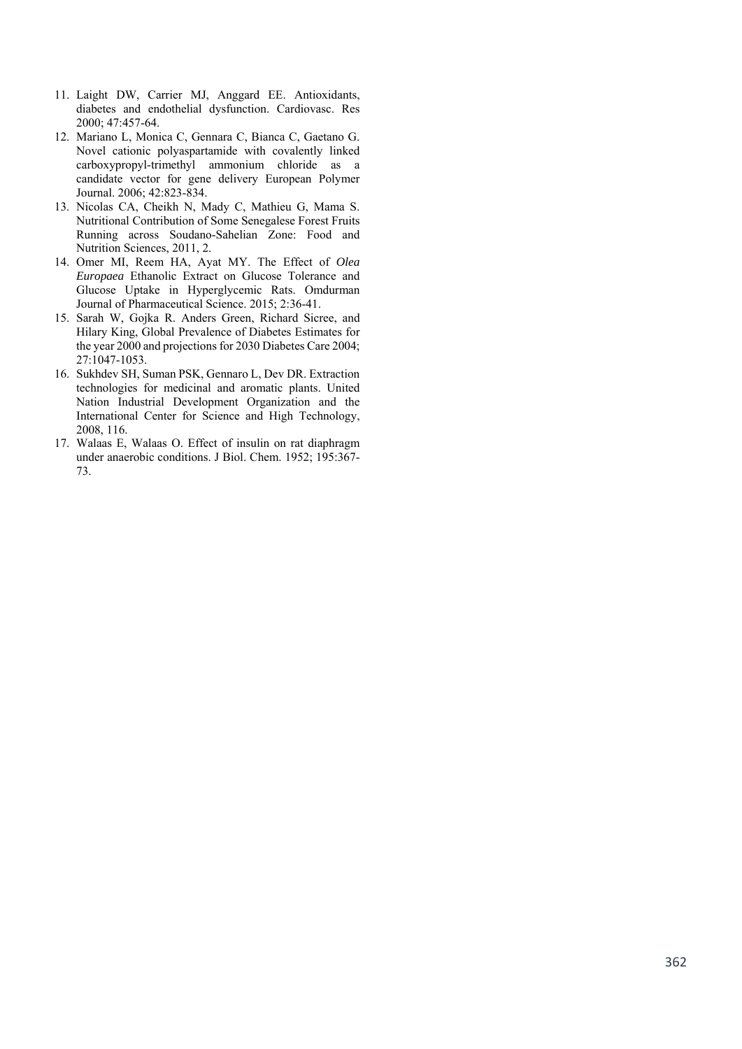11. Laight DW, Carrier MJ, Anggard EE. Antioxidants, diabetes and endothelial dysfunction. Cardiovasc. Res 2000; 47:457-64.
12. Mariano L, Monica C, Gennara C, Bianca C, Gaetano G. Novel cationic polyaspartamide with covalently linked carboxypropyl-trimethyl ammonium chloride as a candidate vector for gene delivery European Polymer Journal. 2006; 42:823-834.
13. Nicolas CA, Cheikh N, Mady C, Mathieu G, Mama S. Nutritional Contribution of Some Senegalese Forest Fruits Running across Soudano-Sahelian Zone: Food and Nutrition Sciences, 2011, 2.
14. Omer MI, Reem HA, Ayat MY. The Effect of *Olea Europaea* Ethanolic Extract on Glucose Tolerance and Glucose Uptake in Hyperglycemic Rats. Omdurman Journal of Pharmaceutical Science. 2015; 2:36-41.
15. Sarah W, Gojka R. Anders Green, Richard Sicree, and Hilary King, Global Prevalence of Diabetes Estimates for the year 2000 and projections for 2030 Diabetes Care 2004; 27:1047-1053.
16. Sukhdev SH, Suman PSK, Gennaro L, Dev DR. Extraction technologies for medicinal and aromatic plants. United Nation Industrial Development Organization and the International Center for Science and High Technology, 2008, 116.
17. Walaas E, Walaas O. Effect of insulin on rat diaphragm under anaerobic conditions. J Biol. Chem. 1952; 195:367-73.